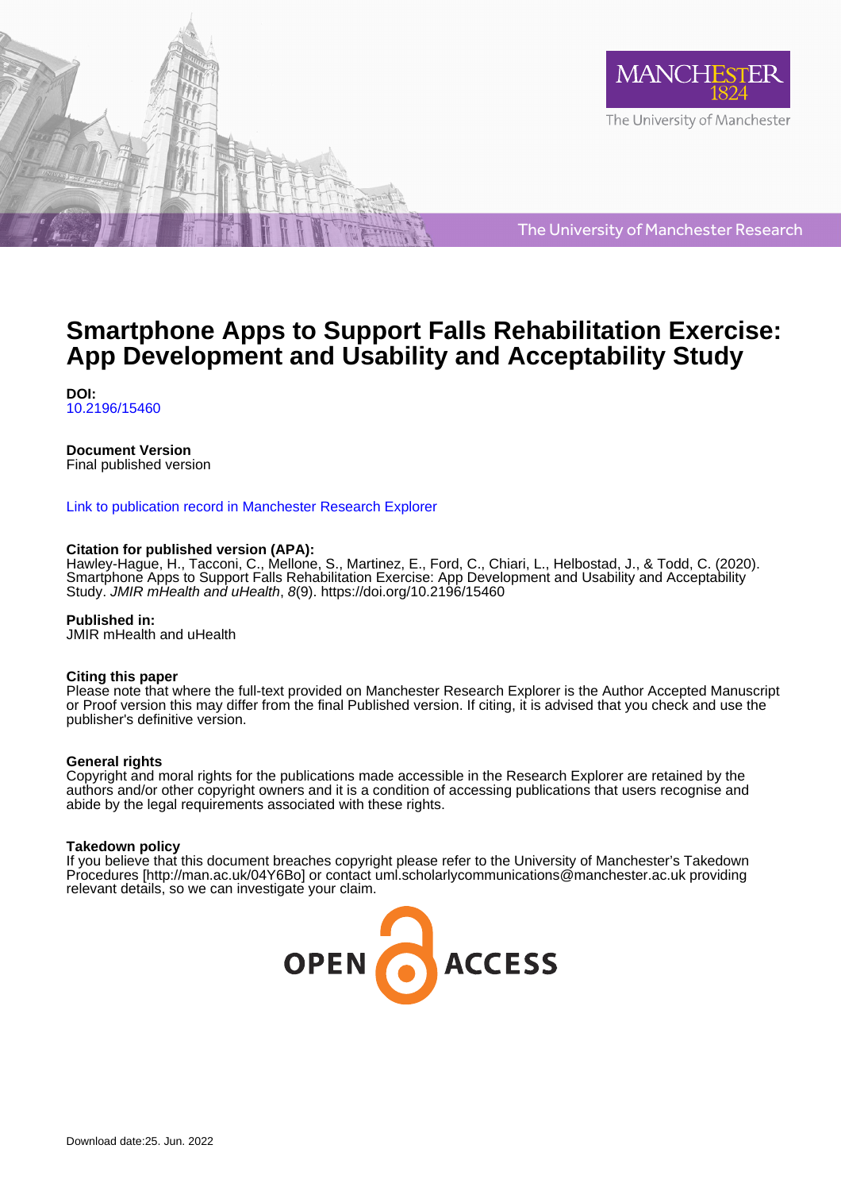# Smartphone Apps to Support Falls Rehabilitation Exercise: App Development and Usability and Acceptability Study

**DOI:**
10.2196/15460

**Document Version**
Final published version

Link to publication record in Manchester Research Explorer

**Citation for published version (APA):**
Hawley-Hague, H., Tacconi, C., Mellone, S., Martinez, E., Ford, C., Chiari, L., Helbostad, J., & Todd, C. (2020). Smartphone Apps to Support Falls Rehabilitation Exercise: App Development and Usability and Acceptability Study. *JMIR mHealth and uHealth*, *8*(9). https://doi.org/10.2196/15460

**Published in:**
JMIR mHealth and uHealth

**Citing this paper**
Please note that where the full-text provided on Manchester Research Explorer is the Author Accepted Manuscript or Proof version this may differ from the final Published version. If citing, it is advised that you check and use the publisher's definitive version.

**General rights**
Copyright and moral rights for the publications made accessible in the Research Explorer are retained by the authors and/or other copyright owners and it is a condition of accessing publications that users recognise and abide by the legal requirements associated with these rights.

**Takedown policy**
If you believe that this document breaches copyright please refer to the University of Manchester's Takedown Procedures [http://man.ac.uk/04Y6Bo] or contact uml.scholarlycommunications@manchester.ac.uk providing relevant details, so we can investigate your claim.

Download date:25. Jun. 2022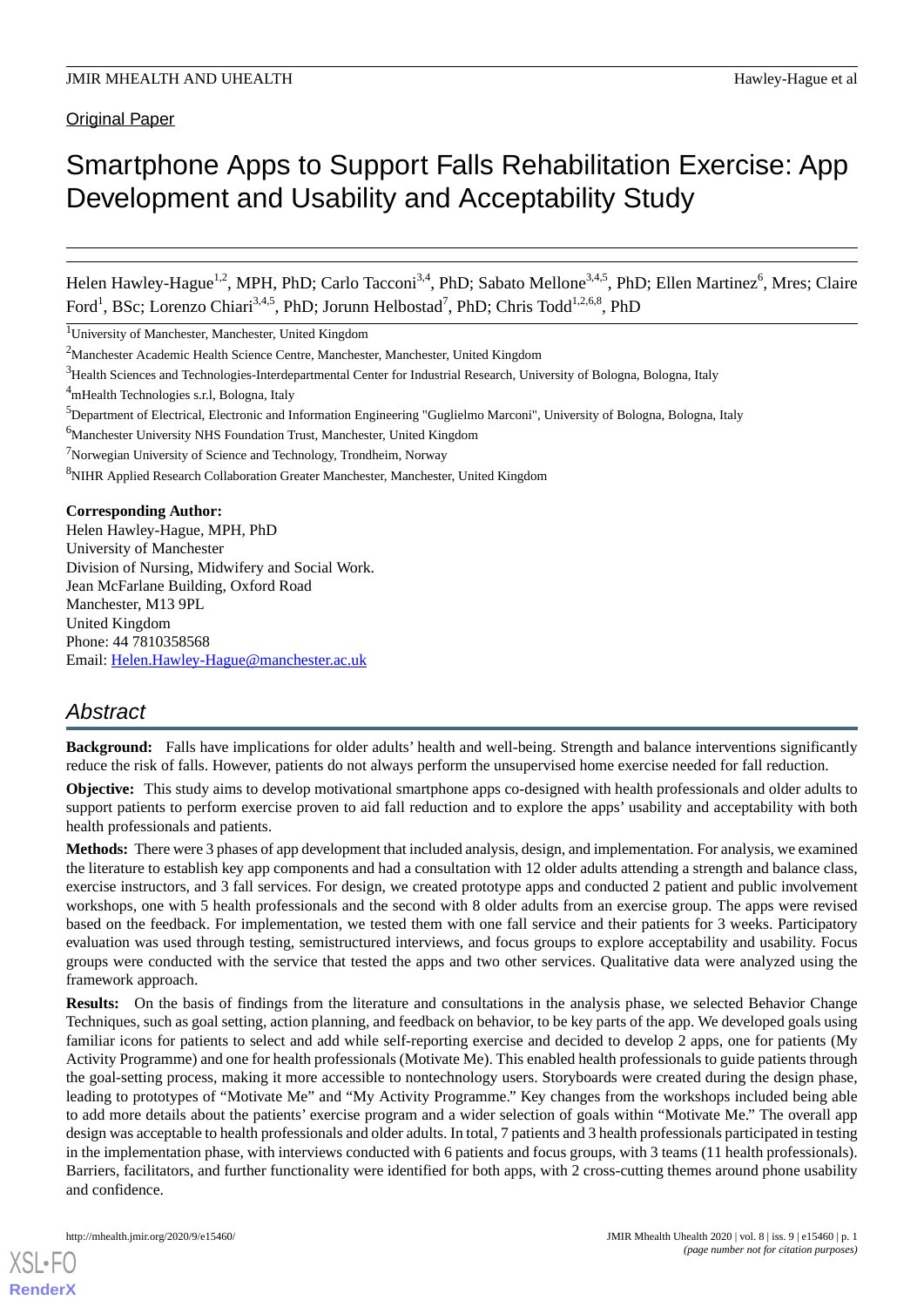Original Paper

# Smartphone Apps to Support Falls Rehabilitation Exercise: App Development and Usability and Acceptability Study

Helen Hawley-Hague[1,2], MPH, PhD; Carlo Tacconi[3,4], PhD; Sabato Mellone[3,4,5], PhD; Ellen Martinez[6], Mres; Claire Ford[1], BSc; Lorenzo Chiari[3,4,5], PhD; Jorunn Helbostad[7], PhD; Chris Todd[1,2,6,8], PhD

[1]University of Manchester, Manchester, United Kingdom

[2]Manchester Academic Health Science Centre, Manchester, Manchester, United Kingdom

[3]Health Sciences and Technologies-Interdepartmental Center for Industrial Research, University of Bologna, Bologna, Italy

[4]mHealth Technologies s.r.l, Bologna, Italy

[5]Department of Electrical, Electronic and Information Engineering "Guglielmo Marconi", University of Bologna, Bologna, Italy

[6]Manchester University NHS Foundation Trust, Manchester, United Kingdom

[7]Norwegian University of Science and Technology, Trondheim, Norway

[8]NIHR Applied Research Collaboration Greater Manchester, Manchester, United Kingdom

**Corresponding Author:**
Helen Hawley-Hague, MPH, PhD
University of Manchester
Division of Nursing, Midwifery and Social Work.
Jean McFarlane Building, Oxford Road
Manchester, M13 9PL
United Kingdom
Phone: 44 7810358568
Email: Helen.Hawley-Hague@manchester.ac.uk

## Abstract

**Background:** Falls have implications for older adults' health and well-being. Strength and balance interventions significantly reduce the risk of falls. However, patients do not always perform the unsupervised home exercise needed for fall reduction.

**Objective:** This study aims to develop motivational smartphone apps co-designed with health professionals and older adults to support patients to perform exercise proven to aid fall reduction and to explore the apps' usability and acceptability with both health professionals and patients.

**Methods:** There were 3 phases of app development that included analysis, design, and implementation. For analysis, we examined the literature to establish key app components and had a consultation with 12 older adults attending a strength and balance class, exercise instructors, and 3 fall services. For design, we created prototype apps and conducted 2 patient and public involvement workshops, one with 5 health professionals and the second with 8 older adults from an exercise group. The apps were revised based on the feedback. For implementation, we tested them with one fall service and their patients for 3 weeks. Participatory evaluation was used through testing, semistructured interviews, and focus groups to explore acceptability and usability. Focus groups were conducted with the service that tested the apps and two other services. Qualitative data were analyzed using the framework approach.

**Results:** On the basis of findings from the literature and consultations in the analysis phase, we selected Behavior Change Techniques, such as goal setting, action planning, and feedback on behavior, to be key parts of the app. We developed goals using familiar icons for patients to select and add while self-reporting exercise and decided to develop 2 apps, one for patients (My Activity Programme) and one for health professionals (Motivate Me). This enabled health professionals to guide patients through the goal-setting process, making it more accessible to nontechnology users. Storyboards were created during the design phase, leading to prototypes of "Motivate Me" and "My Activity Programme." Key changes from the workshops included being able to add more details about the patients' exercise program and a wider selection of goals within "Motivate Me." The overall app design was acceptable to health professionals and older adults. In total, 7 patients and 3 health professionals participated in testing in the implementation phase, with interviews conducted with 6 patients and focus groups, with 3 teams (11 health professionals). Barriers, facilitators, and further functionality were identified for both apps, with 2 cross-cutting themes around phone usability and confidence.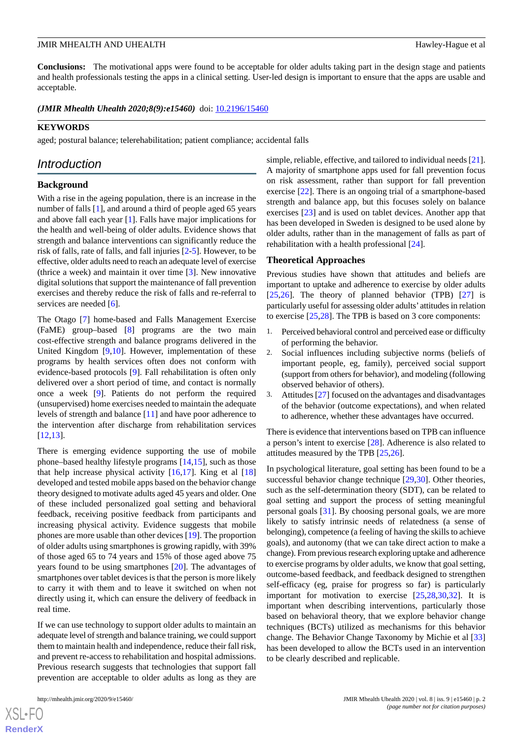**Conclusions:** The motivational apps were found to be acceptable for older adults taking part in the design stage and patients and health professionals testing the apps in a clinical setting. User-led design is important to ensure that the apps are usable and acceptable.

*(JMIR Mhealth Uhealth 2020;8(9):e15460)* doi: 10.2196/15460

**KEYWORDS**

aged; postural balance; telerehabilitation; patient compliance; accidental falls

## Introduction

### Background

With a rise in the ageing population, there is an increase in the number of falls [1], and around a third of people aged 65 years and above fall each year [1]. Falls have major implications for the health and well-being of older adults. Evidence shows that strength and balance interventions can significantly reduce the risk of falls, rate of falls, and fall injuries [2-5]. However, to be effective, older adults need to reach an adequate level of exercise (thrice a week) and maintain it over time [3]. New innovative digital solutions that support the maintenance of fall prevention exercises and thereby reduce the risk of falls and re-referral to services are needed [6].

The Otago [7] home-based and Falls Management Exercise (FaME) group–based [8] programs are the two main cost-effective strength and balance programs delivered in the United Kingdom [9,10]. However, implementation of these programs by health services often does not conform with evidence-based protocols [9]. Fall rehabilitation is often only delivered over a short period of time, and contact is normally once a week [9]. Patients do not perform the required (unsupervised) home exercises needed to maintain the adequate levels of strength and balance [11] and have poor adherence to the intervention after discharge from rehabilitation services [12,13].

There is emerging evidence supporting the use of mobile phone–based healthy lifestyle programs [14,15], such as those that help increase physical activity [16,17]. King et al [18] developed and tested mobile apps based on the behavior change theory designed to motivate adults aged 45 years and older. One of these included personalized goal setting and behavioral feedback, receiving positive feedback from participants and increasing physical activity. Evidence suggests that mobile phones are more usable than other devices [19]. The proportion of older adults using smartphones is growing rapidly, with 39% of those aged 65 to 74 years and 15% of those aged above 75 years found to be using smartphones [20]. The advantages of smartphones over tablet devices is that the person is more likely to carry it with them and to leave it switched on when not directly using it, which can ensure the delivery of feedback in real time.

If we can use technology to support older adults to maintain an adequate level of strength and balance training, we could support them to maintain health and independence, reduce their fall risk, and prevent re-access to rehabilitation and hospital admissions. Previous research suggests that technologies that support fall prevention are acceptable to older adults as long as they are simple, reliable, effective, and tailored to individual needs [21]. A majority of smartphone apps used for fall prevention focus on risk assessment, rather than support for fall prevention exercise [22]. There is an ongoing trial of a smartphone-based strength and balance app, but this focuses solely on balance exercises [23] and is used on tablet devices. Another app that has been developed in Sweden is designed to be used alone by older adults, rather than in the management of falls as part of rehabilitation with a health professional [24].

### Theoretical Approaches

Previous studies have shown that attitudes and beliefs are important to uptake and adherence to exercise by older adults [25,26]. The theory of planned behavior (TPB) [27] is particularly useful for assessing older adults' attitudes in relation to exercise [25,28]. The TPB is based on 3 core components:

1. Perceived behavioral control and perceived ease or difficulty of performing the behavior.
2. Social influences including subjective norms (beliefs of important people, eg, family), perceived social support (support from others for behavior), and modeling (following observed behavior of others).
3. Attitudes [27] focused on the advantages and disadvantages of the behavior (outcome expectations), and when related to adherence, whether these advantages have occurred.

There is evidence that interventions based on TPB can influence a person's intent to exercise [28]. Adherence is also related to attitudes measured by the TPB [25,26].

In psychological literature, goal setting has been found to be a successful behavior change technique [29,30]. Other theories, such as the self-determination theory (SDT), can be related to goal setting and support the process of setting meaningful personal goals [31]. By choosing personal goals, we are more likely to satisfy intrinsic needs of relatedness (a sense of belonging), competence (a feeling of having the skills to achieve goals), and autonomy (that we can take direct action to make a change). From previous research exploring uptake and adherence to exercise programs by older adults, we know that goal setting, outcome-based feedback, and feedback designed to strengthen self-efficacy (eg, praise for progress so far) is particularly important for motivation to exercise [25,28,30,32]. It is important when describing interventions, particularly those based on behavioral theory, that we explore behavior change techniques (BCTs) utilized as mechanisms for this behavior change. The Behavior Change Taxonomy by Michie et al [33] has been developed to allow the BCTs used in an intervention to be clearly described and replicable.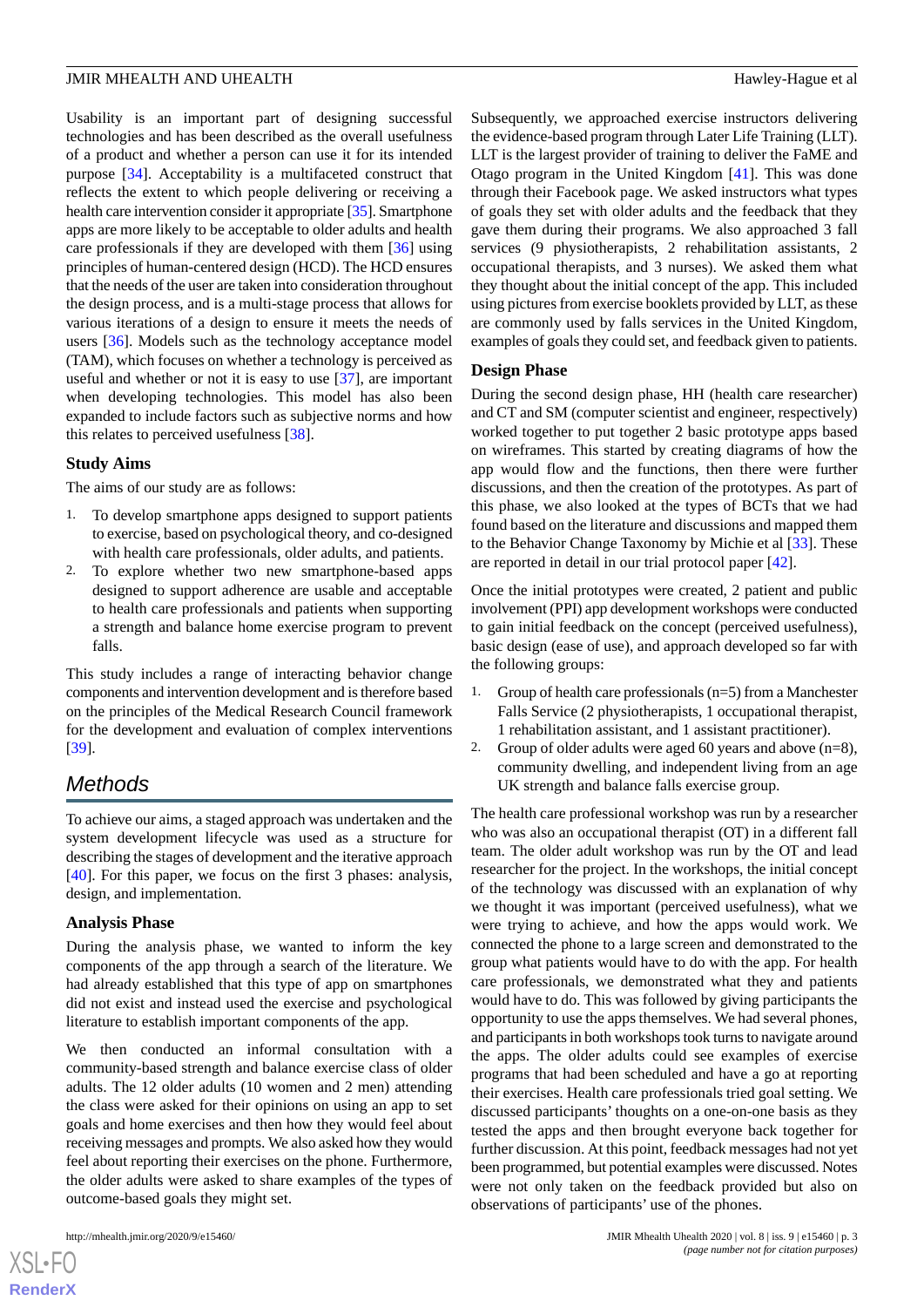Usability is an important part of designing successful technologies and has been described as the overall usefulness of a product and whether a person can use it for its intended purpose [34]. Acceptability is a multifaceted construct that reflects the extent to which people delivering or receiving a health care intervention consider it appropriate [35]. Smartphone apps are more likely to be acceptable to older adults and health care professionals if they are developed with them [36] using principles of human-centered design (HCD). The HCD ensures that the needs of the user are taken into consideration throughout the design process, and is a multi-stage process that allows for various iterations of a design to ensure it meets the needs of users [36]. Models such as the technology acceptance model (TAM), which focuses on whether a technology is perceived as useful and whether or not it is easy to use [37], are important when developing technologies. This model has also been expanded to include factors such as subjective norms and how this relates to perceived usefulness [38].

### Study Aims

The aims of our study are as follows:

1. To develop smartphone apps designed to support patients to exercise, based on psychological theory, and co-designed with health care professionals, older adults, and patients.
2. To explore whether two new smartphone-based apps designed to support adherence are usable and acceptable to health care professionals and patients when supporting a strength and balance home exercise program to prevent falls.

This study includes a range of interacting behavior change components and intervention development and is therefore based on the principles of the Medical Research Council framework for the development and evaluation of complex interventions [39].

## Methods

To achieve our aims, a staged approach was undertaken and the system development lifecycle was used as a structure for describing the stages of development and the iterative approach [40]. For this paper, we focus on the first 3 phases: analysis, design, and implementation.

### Analysis Phase

During the analysis phase, we wanted to inform the key components of the app through a search of the literature. We had already established that this type of app on smartphones did not exist and instead used the exercise and psychological literature to establish important components of the app.

We then conducted an informal consultation with a community-based strength and balance exercise class of older adults. The 12 older adults (10 women and 2 men) attending the class were asked for their opinions on using an app to set goals and home exercises and then how they would feel about receiving messages and prompts. We also asked how they would feel about reporting their exercises on the phone. Furthermore, the older adults were asked to share examples of the types of outcome-based goals they might set.

Subsequently, we approached exercise instructors delivering the evidence-based program through Later Life Training (LLT). LLT is the largest provider of training to deliver the FaME and Otago program in the United Kingdom [41]. This was done through their Facebook page. We asked instructors what types of goals they set with older adults and the feedback that they gave them during their programs. We also approached 3 fall services (9 physiotherapists, 2 rehabilitation assistants, 2 occupational therapists, and 3 nurses). We asked them what they thought about the initial concept of the app. This included using pictures from exercise booklets provided by LLT, as these are commonly used by falls services in the United Kingdom, examples of goals they could set, and feedback given to patients.

### Design Phase

During the second design phase, HH (health care researcher) and CT and SM (computer scientist and engineer, respectively) worked together to put together 2 basic prototype apps based on wireframes. This started by creating diagrams of how the app would flow and the functions, then there were further discussions, and then the creation of the prototypes. As part of this phase, we also looked at the types of BCTs that we had found based on the literature and discussions and mapped them to the Behavior Change Taxonomy by Michie et al [33]. These are reported in detail in our trial protocol paper [42].

Once the initial prototypes were created, 2 patient and public involvement (PPI) app development workshops were conducted to gain initial feedback on the concept (perceived usefulness), basic design (ease of use), and approach developed so far with the following groups:

1. Group of health care professionals (n=5) from a Manchester Falls Service (2 physiotherapists, 1 occupational therapist, 1 rehabilitation assistant, and 1 assistant practitioner).
2. Group of older adults were aged 60 years and above (n=8), community dwelling, and independent living from an age UK strength and balance falls exercise group.

The health care professional workshop was run by a researcher who was also an occupational therapist (OT) in a different fall team. The older adult workshop was run by the OT and lead researcher for the project. In the workshops, the initial concept of the technology was discussed with an explanation of why we thought it was important (perceived usefulness), what we were trying to achieve, and how the apps would work. We connected the phone to a large screen and demonstrated to the group what patients would have to do with the app. For health care professionals, we demonstrated what they and patients would have to do. This was followed by giving participants the opportunity to use the apps themselves. We had several phones, and participants in both workshops took turns to navigate around the apps. The older adults could see examples of exercise programs that had been scheduled and have a go at reporting their exercises. Health care professionals tried goal setting. We discussed participants' thoughts on a one-on-one basis as they tested the apps and then brought everyone back together for further discussion. At this point, feedback messages had not yet been programmed, but potential examples were discussed. Notes were not only taken on the feedback provided but also on observations of participants' use of the phones.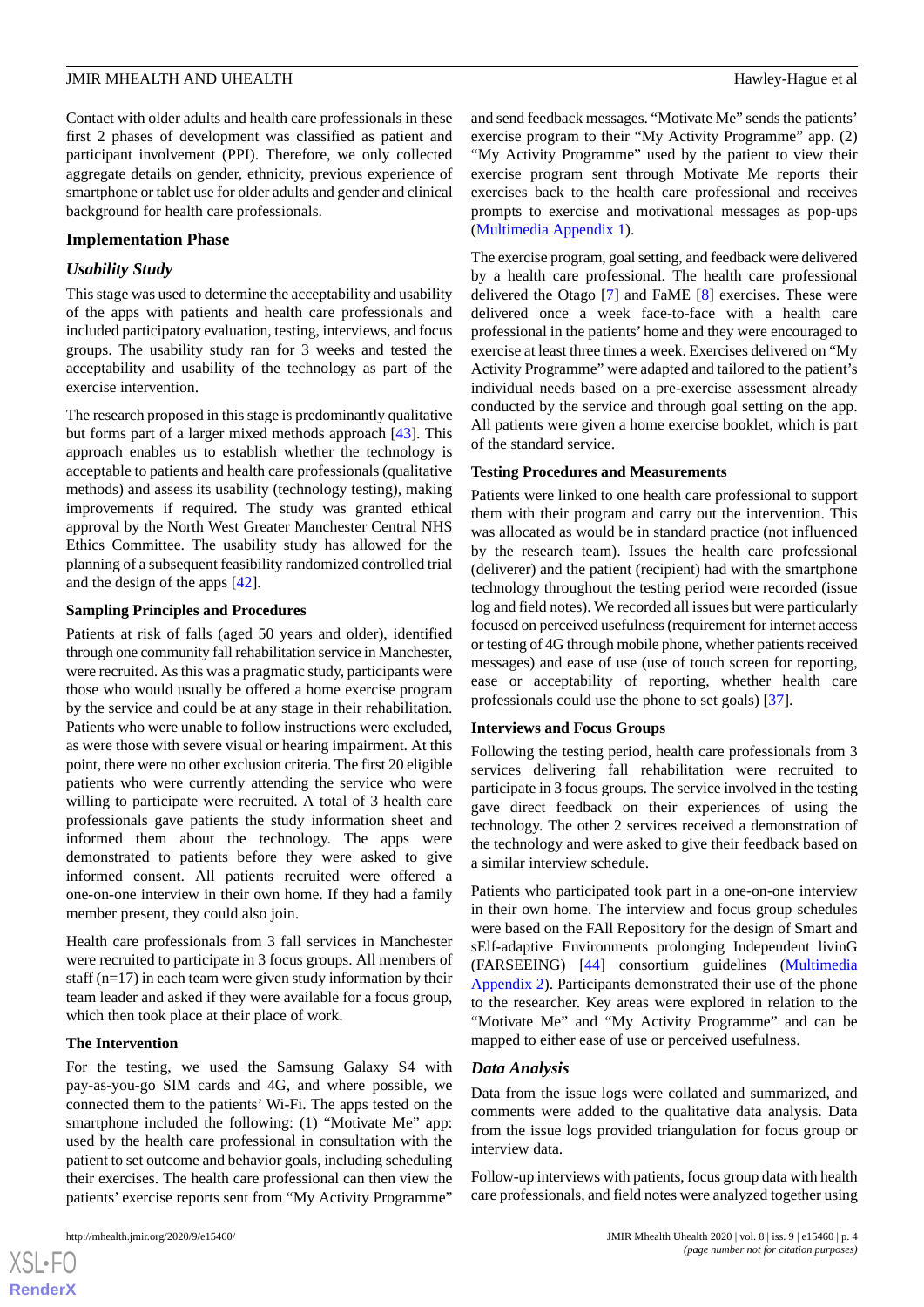Contact with older adults and health care professionals in these first 2 phases of development was classified as patient and participant involvement (PPI). Therefore, we only collected aggregate details on gender, ethnicity, previous experience of smartphone or tablet use for older adults and gender and clinical background for health care professionals.

## Implementation Phase

### *Usability Study*

This stage was used to determine the acceptability and usability of the apps with patients and health care professionals and included participatory evaluation, testing, interviews, and focus groups. The usability study ran for 3 weeks and tested the acceptability and usability of the technology as part of the exercise intervention.

The research proposed in this stage is predominantly qualitative but forms part of a larger mixed methods approach [43]. This approach enables us to establish whether the technology is acceptable to patients and health care professionals (qualitative methods) and assess its usability (technology testing), making improvements if required. The study was granted ethical approval by the North West Greater Manchester Central NHS Ethics Committee. The usability study has allowed for the planning of a subsequent feasibility randomized controlled trial and the design of the apps [42].

#### Sampling Principles and Procedures

Patients at risk of falls (aged 50 years and older), identified through one community fall rehabilitation service in Manchester, were recruited. As this was a pragmatic study, participants were those who would usually be offered a home exercise program by the service and could be at any stage in their rehabilitation. Patients who were unable to follow instructions were excluded, as were those with severe visual or hearing impairment. At this point, there were no other exclusion criteria. The first 20 eligible patients who were currently attending the service who were willing to participate were recruited. A total of 3 health care professionals gave patients the study information sheet and informed them about the technology. The apps were demonstrated to patients before they were asked to give informed consent. All patients recruited were offered a one-on-one interview in their own home. If they had a family member present, they could also join.

Health care professionals from 3 fall services in Manchester were recruited to participate in 3 focus groups. All members of staff (n=17) in each team were given study information by their team leader and asked if they were available for a focus group, which then took place at their place of work.

#### The Intervention

For the testing, we used the Samsung Galaxy S4 with pay-as-you-go SIM cards and 4G, and where possible, we connected them to the patients' Wi-Fi. The apps tested on the smartphone included the following: (1) "Motivate Me" app: used by the health care professional in consultation with the patient to set outcome and behavior goals, including scheduling their exercises. The health care professional can then view the patients' exercise reports sent from "My Activity Programme" and send feedback messages. "Motivate Me" sends the patients' exercise program to their "My Activity Programme" app. (2) "My Activity Programme" used by the patient to view their exercise program sent through Motivate Me reports their exercises back to the health care professional and receives prompts to exercise and motivational messages as pop-ups (Multimedia Appendix 1).

The exercise program, goal setting, and feedback were delivered by a health care professional. The health care professional delivered the Otago [7] and FaME [8] exercises. These were delivered once a week face-to-face with a health care professional in the patients' home and they were encouraged to exercise at least three times a week. Exercises delivered on "My Activity Programme" were adapted and tailored to the patient's individual needs based on a pre-exercise assessment already conducted by the service and through goal setting on the app. All patients were given a home exercise booklet, which is part of the standard service.

#### Testing Procedures and Measurements

Patients were linked to one health care professional to support them with their program and carry out the intervention. This was allocated as would be in standard practice (not influenced by the research team). Issues the health care professional (deliverer) and the patient (recipient) had with the smartphone technology throughout the testing period were recorded (issue log and field notes). We recorded all issues but were particularly focused on perceived usefulness (requirement for internet access or testing of 4G through mobile phone, whether patients received messages) and ease of use (use of touch screen for reporting, ease or acceptability of reporting, whether health care professionals could use the phone to set goals) [37].

#### Interviews and Focus Groups

Following the testing period, health care professionals from 3 services delivering fall rehabilitation were recruited to participate in 3 focus groups. The service involved in the testing gave direct feedback on their experiences of using the technology. The other 2 services received a demonstration of the technology and were asked to give their feedback based on a similar interview schedule.

Patients who participated took part in a one-on-one interview in their own home. The interview and focus group schedules were based on the FAll Repository for the design of Smart and sElf-adaptive Environments prolonging Independent livinG (FARSEEING) [44] consortium guidelines (Multimedia Appendix 2). Participants demonstrated their use of the phone to the researcher. Key areas were explored in relation to the "Motivate Me" and "My Activity Programme" and can be mapped to either ease of use or perceived usefulness.

### *Data Analysis*

Data from the issue logs were collated and summarized, and comments were added to the qualitative data analysis. Data from the issue logs provided triangulation for focus group or interview data.

Follow-up interviews with patients, focus group data with health care professionals, and field notes were analyzed together using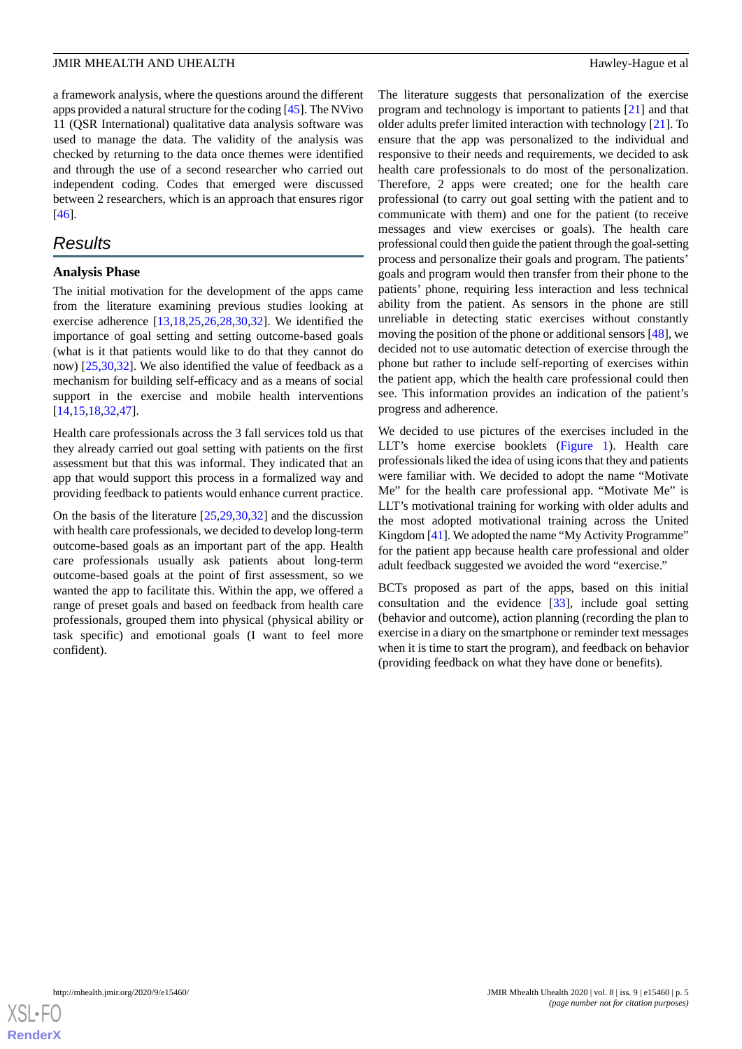a framework analysis, where the questions around the different apps provided a natural structure for the coding [45]. The NVivo 11 (QSR International) qualitative data analysis software was used to manage the data. The validity of the analysis was checked by returning to the data once themes were identified and through the use of a second researcher who carried out independent coding. Codes that emerged were discussed between 2 researchers, which is an approach that ensures rigor [46].

## Results

### Analysis Phase

The initial motivation for the development of the apps came from the literature examining previous studies looking at exercise adherence [13,18,25,26,28,30,32]. We identified the importance of goal setting and setting outcome-based goals (what is it that patients would like to do that they cannot do now) [25,30,32]. We also identified the value of feedback as a mechanism for building self-efficacy and as a means of social support in the exercise and mobile health interventions [14,15,18,32,47].

Health care professionals across the 3 fall services told us that they already carried out goal setting with patients on the first assessment but that this was informal. They indicated that an app that would support this process in a formalized way and providing feedback to patients would enhance current practice.

On the basis of the literature [25,29,30,32] and the discussion with health care professionals, we decided to develop long-term outcome-based goals as an important part of the app. Health care professionals usually ask patients about long-term outcome-based goals at the point of first assessment, so we wanted the app to facilitate this. Within the app, we offered a range of preset goals and based on feedback from health care professionals, grouped them into physical (physical ability or task specific) and emotional goals (I want to feel more confident).

The literature suggests that personalization of the exercise program and technology is important to patients [21] and that older adults prefer limited interaction with technology [21]. To ensure that the app was personalized to the individual and responsive to their needs and requirements, we decided to ask health care professionals to do most of the personalization. Therefore, 2 apps were created; one for the health care professional (to carry out goal setting with the patient and to communicate with them) and one for the patient (to receive messages and view exercises or goals). The health care professional could then guide the patient through the goal-setting process and personalize their goals and program. The patients' goals and program would then transfer from their phone to the patients' phone, requiring less interaction and less technical ability from the patient. As sensors in the phone are still unreliable in detecting static exercises without constantly moving the position of the phone or additional sensors [48], we decided not to use automatic detection of exercise through the phone but rather to include self-reporting of exercises within the patient app, which the health care professional could then see. This information provides an indication of the patient's progress and adherence.

We decided to use pictures of the exercises included in the LLT's home exercise booklets (Figure 1). Health care professionals liked the idea of using icons that they and patients were familiar with. We decided to adopt the name "Motivate Me" for the health care professional app. "Motivate Me" is LLT's motivational training for working with older adults and the most adopted motivational training across the United Kingdom [41]. We adopted the name "My Activity Programme" for the patient app because health care professional and older adult feedback suggested we avoided the word "exercise."

BCTs proposed as part of the apps, based on this initial consultation and the evidence [33], include goal setting (behavior and outcome), action planning (recording the plan to exercise in a diary on the smartphone or reminder text messages when it is time to start the program), and feedback on behavior (providing feedback on what they have done or benefits).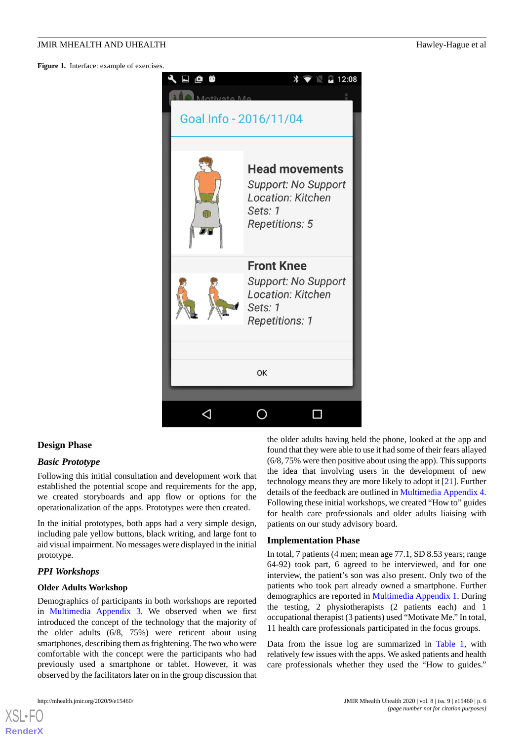**Figure 1.** Interface: example of exercises.

### Design Phase

#### *Basic Prototype*

Following this initial consultation and development work that established the potential scope and requirements for the app, we created storyboards and app flow or options for the operationalization of the apps. Prototypes were then created.

In the initial prototypes, both apps had a very simple design, including pale yellow buttons, black writing, and large font to aid visual impairment. No messages were displayed in the initial prototype.

#### *PPI Workshops*

##### Older Adults Workshop

Demographics of participants in both workshops are reported in Multimedia Appendix 3. We observed when we first introduced the concept of the technology that the majority of the older adults (6/8, 75%) were reticent about using smartphones, describing them as frightening. The two who were comfortable with the concept were the participants who had previously used a smartphone or tablet. However, it was observed by the facilitators later on in the group discussion that the older adults having held the phone, looked at the app and found that they were able to use it had some of their fears allayed (6/8, 75% were then positive about using the app). This supports the idea that involving users in the development of new technology means they are more likely to adopt it [21]. Further details of the feedback are outlined in Multimedia Appendix 4. Following these initial workshops, we created "How to" guides for health care professionals and older adults liaising with patients on our study advisory board.

### Implementation Phase

In total, 7 patients (4 men; mean age 77.1, SD 8.53 years; range 64-92) took part, 6 agreed to be interviewed, and for one interview, the patient's son was also present. Only two of the patients who took part already owned a smartphone. Further demographics are reported in Multimedia Appendix 1. During the testing, 2 physiotherapists (2 patients each) and 1 occupational therapist (3 patients) used "Motivate Me." In total, 11 health care professionals participated in the focus groups.

Data from the issue log are summarized in Table 1, with relatively few issues with the apps. We asked patients and health care professionals whether they used the "How to guides."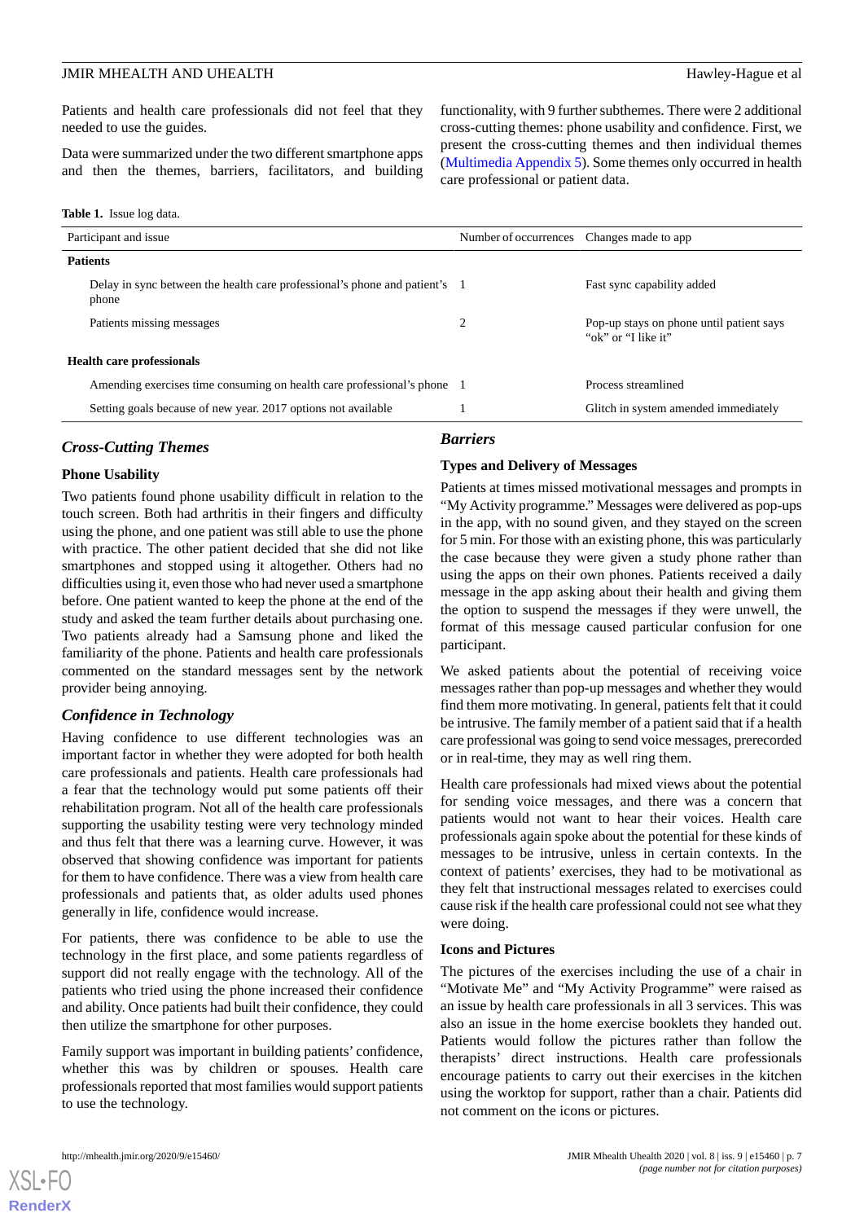Patients and health care professionals did not feel that they needed to use the guides.

Data were summarized under the two different smartphone apps and then the themes, barriers, facilitators, and building functionality, with 9 further subthemes. There were 2 additional cross-cutting themes: phone usability and confidence. First, we present the cross-cutting themes and then individual themes (Multimedia Appendix 5). Some themes only occurred in health care professional or patient data.

**Table 1.** Issue log data.

| Participant and issue | Number of occurrences | Changes made to app |
|---|---|---|
| **Patients** | | |
| Delay in sync between the health care professional's phone and patient's phone | 1 | Fast sync capability added |
| Patients missing messages | 2 | Pop-up stays on phone until patient says "ok" or "I like it" |
| **Health care professionals** | | |
| Amending exercises time consuming on health care professional's phone | 1 | Process streamlined |
| Setting goals because of new year. 2017 options not available | 1 | Glitch in system amended immediately |

## *Cross-Cutting Themes*

### Phone Usability

Two patients found phone usability difficult in relation to the touch screen. Both had arthritis in their fingers and difficulty using the phone, and one patient was still able to use the phone with practice. The other patient decided that she did not like smartphones and stopped using it altogether. Others had no difficulties using it, even those who had never used a smartphone before. One patient wanted to keep the phone at the end of the study and asked the team further details about purchasing one. Two patients already had a Samsung phone and liked the familiarity of the phone. Patients and health care professionals commented on the standard messages sent by the network provider being annoying.

## *Confidence in Technology*

Having confidence to use different technologies was an important factor in whether they were adopted for both health care professionals and patients. Health care professionals had a fear that the technology would put some patients off their rehabilitation program. Not all of the health care professionals supporting the usability testing were very technology minded and thus felt that there was a learning curve. However, it was observed that showing confidence was important for patients for them to have confidence. There was a view from health care professionals and patients that, as older adults used phones generally in life, confidence would increase.

For patients, there was confidence to be able to use the technology in the first place, and some patients regardless of support did not really engage with the technology. All of the patients who tried using the phone increased their confidence and ability. Once patients had built their confidence, they could then utilize the smartphone for other purposes.

Family support was important in building patients' confidence, whether this was by children or spouses. Health care professionals reported that most families would support patients to use the technology.

## *Barriers*

### Types and Delivery of Messages

Patients at times missed motivational messages and prompts in "My Activity programme." Messages were delivered as pop-ups in the app, with no sound given, and they stayed on the screen for 5 min. For those with an existing phone, this was particularly the case because they were given a study phone rather than using the apps on their own phones. Patients received a daily message in the app asking about their health and giving them the option to suspend the messages if they were unwell, the format of this message caused particular confusion for one participant.

We asked patients about the potential of receiving voice messages rather than pop-up messages and whether they would find them more motivating. In general, patients felt that it could be intrusive. The family member of a patient said that if a health care professional was going to send voice messages, prerecorded or in real-time, they may as well ring them.

Health care professionals had mixed views about the potential for sending voice messages, and there was a concern that patients would not want to hear their voices. Health care professionals again spoke about the potential for these kinds of messages to be intrusive, unless in certain contexts. In the context of patients' exercises, they had to be motivational as they felt that instructional messages related to exercises could cause risk if the health care professional could not see what they were doing.

### Icons and Pictures

The pictures of the exercises including the use of a chair in "Motivate Me" and "My Activity Programme" were raised as an issue by health care professionals in all 3 services. This was also an issue in the home exercise booklets they handed out. Patients would follow the pictures rather than follow the therapists' direct instructions. Health care professionals encourage patients to carry out their exercises in the kitchen using the worktop for support, rather than a chair. Patients did not comment on the icons or pictures.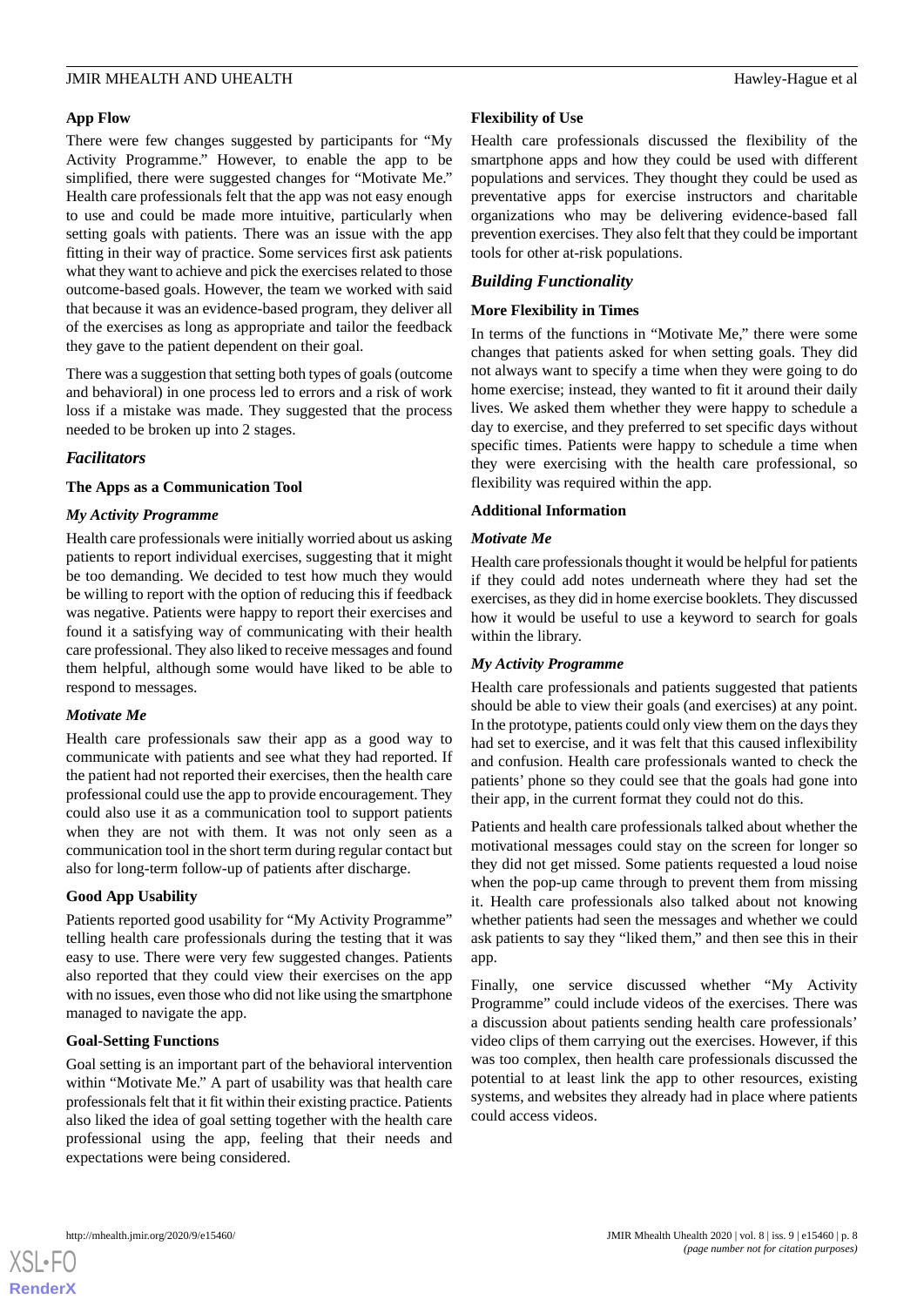### App Flow

There were few changes suggested by participants for "My Activity Programme." However, to enable the app to be simplified, there were suggested changes for "Motivate Me." Health care professionals felt that the app was not easy enough to use and could be made more intuitive, particularly when setting goals with patients. There was an issue with the app fitting in their way of practice. Some services first ask patients what they want to achieve and pick the exercises related to those outcome-based goals. However, the team we worked with said that because it was an evidence-based program, they deliver all of the exercises as long as appropriate and tailor the feedback they gave to the patient dependent on their goal.

There was a suggestion that setting both types of goals (outcome and behavioral) in one process led to errors and a risk of work loss if a mistake was made. They suggested that the process needed to be broken up into 2 stages.

## Facilitators

### The Apps as a Communication Tool

#### My Activity Programme

Health care professionals were initially worried about us asking patients to report individual exercises, suggesting that it might be too demanding. We decided to test how much they would be willing to report with the option of reducing this if feedback was negative. Patients were happy to report their exercises and found it a satisfying way of communicating with their health care professional. They also liked to receive messages and found them helpful, although some would have liked to be able to respond to messages.

#### Motivate Me

Health care professionals saw their app as a good way to communicate with patients and see what they had reported. If the patient had not reported their exercises, then the health care professional could use the app to provide encouragement. They could also use it as a communication tool to support patients when they are not with them. It was not only seen as a communication tool in the short term during regular contact but also for long-term follow-up of patients after discharge.

### Good App Usability

Patients reported good usability for "My Activity Programme" telling health care professionals during the testing that it was easy to use. There were very few suggested changes. Patients also reported that they could view their exercises on the app with no issues, even those who did not like using the smartphone managed to navigate the app.

### Goal-Setting Functions

Goal setting is an important part of the behavioral intervention within "Motivate Me." A part of usability was that health care professionals felt that it fit within their existing practice. Patients also liked the idea of goal setting together with the health care professional using the app, feeling that their needs and expectations were being considered.

### Flexibility of Use

Health care professionals discussed the flexibility of the smartphone apps and how they could be used with different populations and services. They thought they could be used as preventative apps for exercise instructors and charitable organizations who may be delivering evidence-based fall prevention exercises. They also felt that they could be important tools for other at-risk populations.

## Building Functionality

### More Flexibility in Times

In terms of the functions in "Motivate Me," there were some changes that patients asked for when setting goals. They did not always want to specify a time when they were going to do home exercise; instead, they wanted to fit it around their daily lives. We asked them whether they were happy to schedule a day to exercise, and they preferred to set specific days without specific times. Patients were happy to schedule a time when they were exercising with the health care professional, so flexibility was required within the app.

### Additional Information

#### Motivate Me

Health care professionals thought it would be helpful for patients if they could add notes underneath where they had set the exercises, as they did in home exercise booklets. They discussed how it would be useful to use a keyword to search for goals within the library.

#### My Activity Programme

Health care professionals and patients suggested that patients should be able to view their goals (and exercises) at any point. In the prototype, patients could only view them on the days they had set to exercise, and it was felt that this caused inflexibility and confusion. Health care professionals wanted to check the patients' phone so they could see that the goals had gone into their app, in the current format they could not do this.

Patients and health care professionals talked about whether the motivational messages could stay on the screen for longer so they did not get missed. Some patients requested a loud noise when the pop-up came through to prevent them from missing it. Health care professionals also talked about not knowing whether patients had seen the messages and whether we could ask patients to say they "liked them," and then see this in their app.

Finally, one service discussed whether "My Activity Programme" could include videos of the exercises. There was a discussion about patients sending health care professionals' video clips of them carrying out the exercises. However, if this was too complex, then health care professionals discussed the potential to at least link the app to other resources, existing systems, and websites they already had in place where patients could access videos.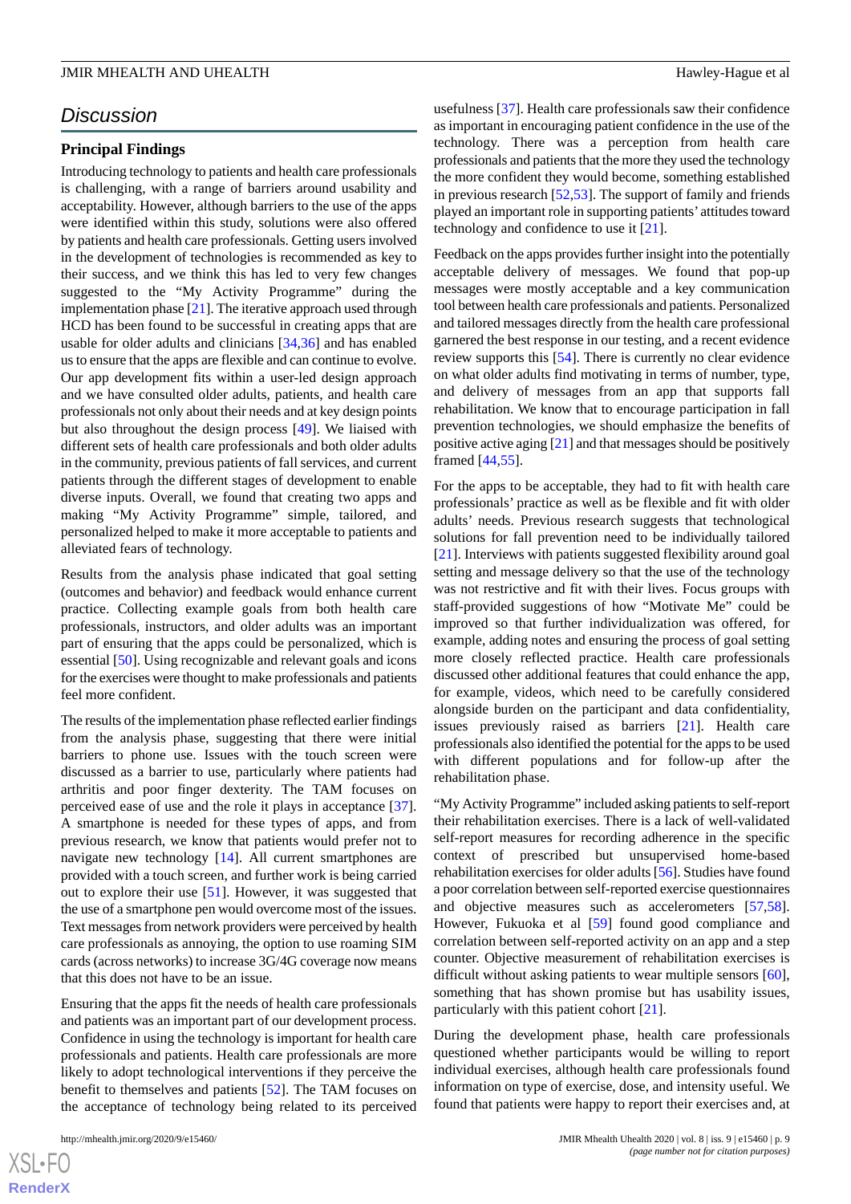## Discussion

### Principal Findings

Introducing technology to patients and health care professionals is challenging, with a range of barriers around usability and acceptability. However, although barriers to the use of the apps were identified within this study, solutions were also offered by patients and health care professionals. Getting users involved in the development of technologies is recommended as key to their success, and we think this has led to very few changes suggested to the "My Activity Programme" during the implementation phase [21]. The iterative approach used through HCD has been found to be successful in creating apps that are usable for older adults and clinicians [34,36] and has enabled us to ensure that the apps are flexible and can continue to evolve. Our app development fits within a user-led design approach and we have consulted older adults, patients, and health care professionals not only about their needs and at key design points but also throughout the design process [49]. We liaised with different sets of health care professionals and both older adults in the community, previous patients of fall services, and current patients through the different stages of development to enable diverse inputs. Overall, we found that creating two apps and making "My Activity Programme" simple, tailored, and personalized helped to make it more acceptable to patients and alleviated fears of technology.

Results from the analysis phase indicated that goal setting (outcomes and behavior) and feedback would enhance current practice. Collecting example goals from both health care professionals, instructors, and older adults was an important part of ensuring that the apps could be personalized, which is essential [50]. Using recognizable and relevant goals and icons for the exercises were thought to make professionals and patients feel more confident.

The results of the implementation phase reflected earlier findings from the analysis phase, suggesting that there were initial barriers to phone use. Issues with the touch screen were discussed as a barrier to use, particularly where patients had arthritis and poor finger dexterity. The TAM focuses on perceived ease of use and the role it plays in acceptance [37]. A smartphone is needed for these types of apps, and from previous research, we know that patients would prefer not to navigate new technology [14]. All current smartphones are provided with a touch screen, and further work is being carried out to explore their use [51]. However, it was suggested that the use of a smartphone pen would overcome most of the issues. Text messages from network providers were perceived by health care professionals as annoying, the option to use roaming SIM cards (across networks) to increase 3G/4G coverage now means that this does not have to be an issue.

Ensuring that the apps fit the needs of health care professionals and patients was an important part of our development process. Confidence in using the technology is important for health care professionals and patients. Health care professionals are more likely to adopt technological interventions if they perceive the benefit to themselves and patients [52]. The TAM focuses on the acceptance of technology being related to its perceived usefulness [37]. Health care professionals saw their confidence as important in encouraging patient confidence in the use of the technology. There was a perception from health care professionals and patients that the more they used the technology the more confident they would become, something established in previous research [52,53]. The support of family and friends played an important role in supporting patients' attitudes toward technology and confidence to use it [21].

Feedback on the apps provides further insight into the potentially acceptable delivery of messages. We found that pop-up messages were mostly acceptable and a key communication tool between health care professionals and patients. Personalized and tailored messages directly from the health care professional garnered the best response in our testing, and a recent evidence review supports this [54]. There is currently no clear evidence on what older adults find motivating in terms of number, type, and delivery of messages from an app that supports fall rehabilitation. We know that to encourage participation in fall prevention technologies, we should emphasize the benefits of positive active aging [21] and that messages should be positively framed [44,55].

For the apps to be acceptable, they had to fit with health care professionals' practice as well as be flexible and fit with older adults' needs. Previous research suggests that technological solutions for fall prevention need to be individually tailored [21]. Interviews with patients suggested flexibility around goal setting and message delivery so that the use of the technology was not restrictive and fit with their lives. Focus groups with staff-provided suggestions of how "Motivate Me" could be improved so that further individualization was offered, for example, adding notes and ensuring the process of goal setting more closely reflected practice. Health care professionals discussed other additional features that could enhance the app, for example, videos, which need to be carefully considered alongside burden on the participant and data confidentiality, issues previously raised as barriers [21]. Health care professionals also identified the potential for the apps to be used with different populations and for follow-up after the rehabilitation phase.

"My Activity Programme" included asking patients to self-report their rehabilitation exercises. There is a lack of well-validated self-report measures for recording adherence in the specific context of prescribed but unsupervised home-based rehabilitation exercises for older adults [56]. Studies have found a poor correlation between self-reported exercise questionnaires and objective measures such as accelerometers [57,58]. However, Fukuoka et al [59] found good compliance and correlation between self-reported activity on an app and a step counter. Objective measurement of rehabilitation exercises is difficult without asking patients to wear multiple sensors [60], something that has shown promise but has usability issues, particularly with this patient cohort [21].

During the development phase, health care professionals questioned whether participants would be willing to report individual exercises, although health care professionals found information on type of exercise, dose, and intensity useful. We found that patients were happy to report their exercises and, at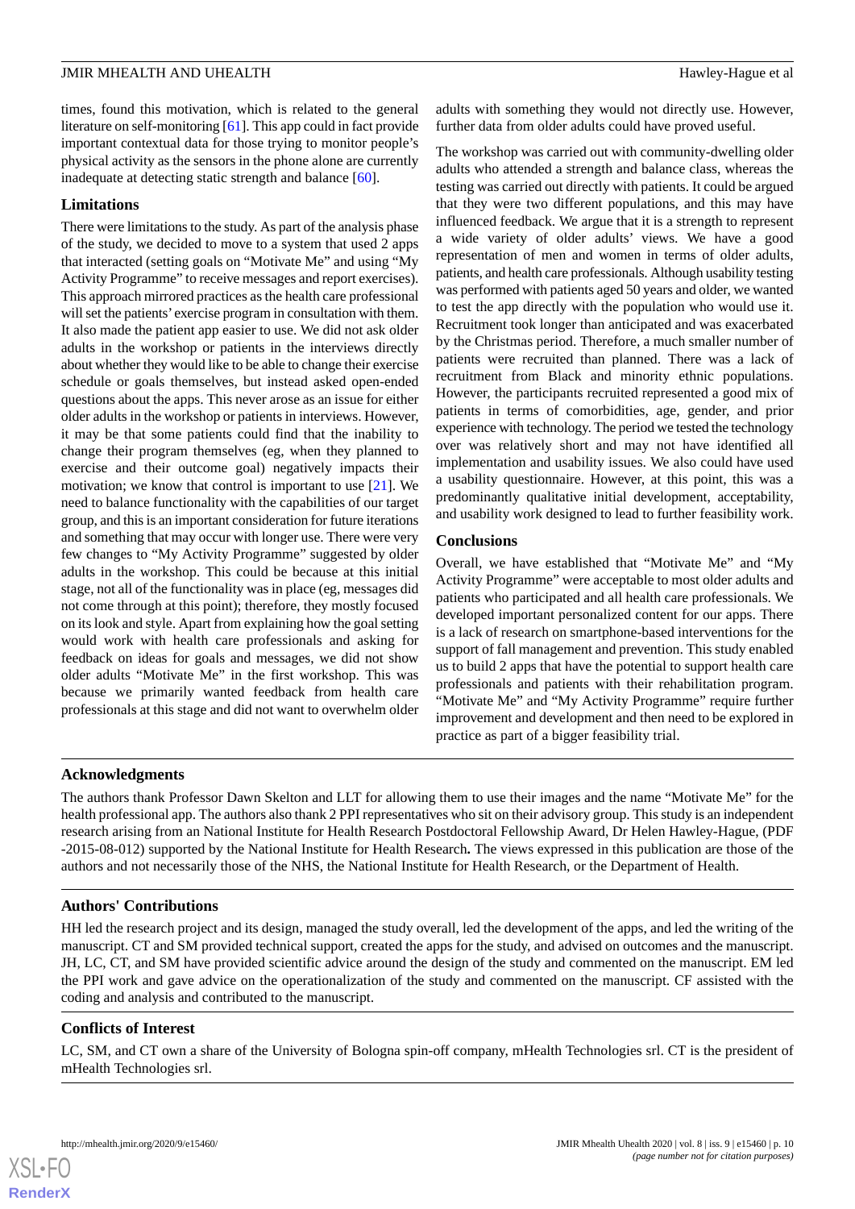times, found this motivation, which is related to the general literature on self-monitoring [61]. This app could in fact provide important contextual data for those trying to monitor people's physical activity as the sensors in the phone alone are currently inadequate at detecting static strength and balance [60].

### Limitations

There were limitations to the study. As part of the analysis phase of the study, we decided to move to a system that used 2 apps that interacted (setting goals on "Motivate Me" and using "My Activity Programme" to receive messages and report exercises). This approach mirrored practices as the health care professional will set the patients' exercise program in consultation with them. It also made the patient app easier to use. We did not ask older adults in the workshop or patients in the interviews directly about whether they would like to be able to change their exercise schedule or goals themselves, but instead asked open-ended questions about the apps. This never arose as an issue for either older adults in the workshop or patients in interviews. However, it may be that some patients could find that the inability to change their program themselves (eg, when they planned to exercise and their outcome goal) negatively impacts their motivation; we know that control is important to use [21]. We need to balance functionality with the capabilities of our target group, and this is an important consideration for future iterations and something that may occur with longer use. There were very few changes to "My Activity Programme" suggested by older adults in the workshop. This could be because at this initial stage, not all of the functionality was in place (eg, messages did not come through at this point); therefore, they mostly focused on its look and style. Apart from explaining how the goal setting would work with health care professionals and asking for feedback on ideas for goals and messages, we did not show older adults "Motivate Me" in the first workshop. This was because we primarily wanted feedback from health care professionals at this stage and did not want to overwhelm older adults with something they would not directly use. However, further data from older adults could have proved useful.

The workshop was carried out with community-dwelling older adults who attended a strength and balance class, whereas the testing was carried out directly with patients. It could be argued that they were two different populations, and this may have influenced feedback. We argue that it is a strength to represent a wide variety of older adults' views. We have a good representation of men and women in terms of older adults, patients, and health care professionals. Although usability testing was performed with patients aged 50 years and older, we wanted to test the app directly with the population who would use it. Recruitment took longer than anticipated and was exacerbated by the Christmas period. Therefore, a much smaller number of patients were recruited than planned. There was a lack of recruitment from Black and minority ethnic populations. However, the participants recruited represented a good mix of patients in terms of comorbidities, age, gender, and prior experience with technology. The period we tested the technology over was relatively short and may not have identified all implementation and usability issues. We also could have used a usability questionnaire. However, at this point, this was a predominantly qualitative initial development, acceptability, and usability work designed to lead to further feasibility work.

### Conclusions

Overall, we have established that "Motivate Me" and "My Activity Programme" were acceptable to most older adults and patients who participated and all health care professionals. We developed important personalized content for our apps. There is a lack of research on smartphone-based interventions for the support of fall management and prevention. This study enabled us to build 2 apps that have the potential to support health care professionals and patients with their rehabilitation program. "Motivate Me" and "My Activity Programme" require further improvement and development and then need to be explored in practice as part of a bigger feasibility trial.

## Acknowledgments

The authors thank Professor Dawn Skelton and LLT for allowing them to use their images and the name "Motivate Me" for the health professional app. The authors also thank 2 PPI representatives who sit on their advisory group. This study is an independent research arising from an National Institute for Health Research Postdoctoral Fellowship Award, Dr Helen Hawley-Hague, (PDF -2015-08-012) supported by the National Institute for Health Research**.** The views expressed in this publication are those of the authors and not necessarily those of the NHS, the National Institute for Health Research, or the Department of Health.

## Authors' Contributions

HH led the research project and its design, managed the study overall, led the development of the apps, and led the writing of the manuscript. CT and SM provided technical support, created the apps for the study, and advised on outcomes and the manuscript. JH, LC, CT, and SM have provided scientific advice around the design of the study and commented on the manuscript. EM led the PPI work and gave advice on the operationalization of the study and commented on the manuscript. CF assisted with the coding and analysis and contributed to the manuscript.

## Conflicts of Interest

LC, SM, and CT own a share of the University of Bologna spin-off company, mHealth Technologies srl. CT is the president of mHealth Technologies srl.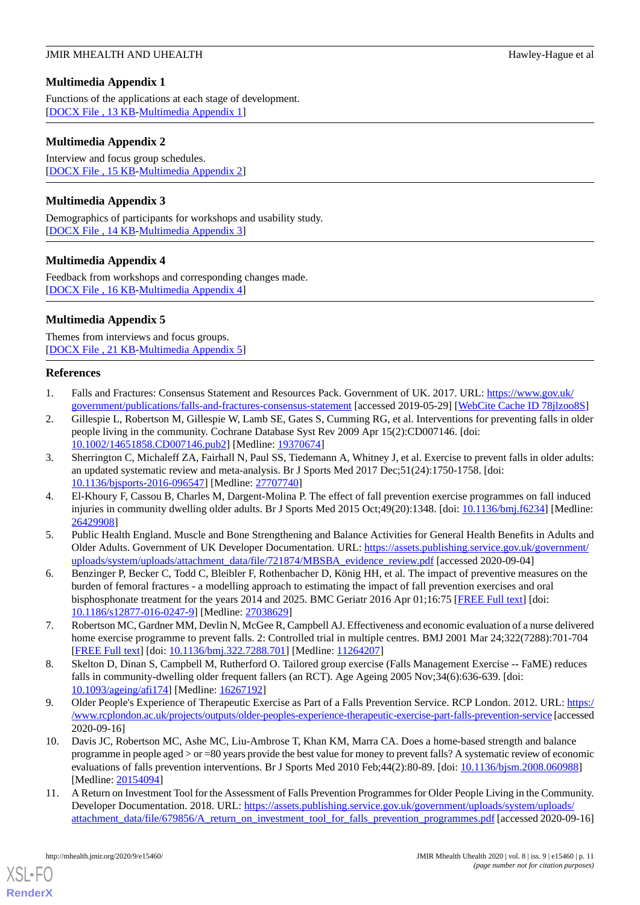## Multimedia Appendix 1

Functions of the applications at each stage of development.
[DOCX File , 13 KB-Multimedia Appendix 1]

## Multimedia Appendix 2

Interview and focus group schedules.
[DOCX File , 15 KB-Multimedia Appendix 2]

## Multimedia Appendix 3

Demographics of participants for workshops and usability study.
[DOCX File , 14 KB-Multimedia Appendix 3]

## Multimedia Appendix 4

Feedback from workshops and corresponding changes made.
[DOCX File , 16 KB-Multimedia Appendix 4]

## Multimedia Appendix 5

Themes from interviews and focus groups.
[DOCX File , 21 KB-Multimedia Appendix 5]

## References

1. Falls and Fractures: Consensus Statement and Resources Pack. Government of UK. 2017. URL: https://www.gov.uk/government/publications/falls-and-fractures-consensus-statement [accessed 2019-05-29] [WebCite Cache ID 78jlzoo8S]
2. Gillespie L, Robertson M, Gillespie W, Lamb SE, Gates S, Cumming RG, et al. Interventions for preventing falls in older people living in the community. Cochrane Database Syst Rev 2009 Apr 15(2):CD007146. [doi: 10.1002/14651858.CD007146.pub2] [Medline: 19370674]
3. Sherrington C, Michaleff ZA, Fairhall N, Paul SS, Tiedemann A, Whitney J, et al. Exercise to prevent falls in older adults: an updated systematic review and meta-analysis. Br J Sports Med 2017 Dec;51(24):1750-1758. [doi: 10.1136/bjsports-2016-096547] [Medline: 27707740]
4. El-Khoury F, Cassou B, Charles M, Dargent-Molina P. The effect of fall prevention exercise programmes on fall induced injuries in community dwelling older adults. Br J Sports Med 2015 Oct;49(20):1348. [doi: 10.1136/bmj.f6234] [Medline: 26429908]
5. Public Health England. Muscle and Bone Strengthening and Balance Activities for General Health Benefits in Adults and Older Adults. Government of UK Developer Documentation. URL: https://assets.publishing.service.gov.uk/government/uploads/system/uploads/attachment_data/file/721874/MBSBA_evidence_review.pdf [accessed 2020-09-04]
6. Benzinger P, Becker C, Todd C, Bleibler F, Rothenbacher D, König HH, et al. The impact of preventive measures on the burden of femoral fractures - a modelling approach to estimating the impact of fall prevention exercises and oral bisphosphonate treatment for the years 2014 and 2025. BMC Geriatr 2016 Apr 01;16:75 [FREE Full text] [doi: 10.1186/s12877-016-0247-9] [Medline: 27038629]
7. Robertson MC, Gardner MM, Devlin N, McGee R, Campbell AJ. Effectiveness and economic evaluation of a nurse delivered home exercise programme to prevent falls. 2: Controlled trial in multiple centres. BMJ 2001 Mar 24;322(7288):701-704 [FREE Full text] [doi: 10.1136/bmj.322.7288.701] [Medline: 11264207]
8. Skelton D, Dinan S, Campbell M, Rutherford O. Tailored group exercise (Falls Management Exercise -- FaME) reduces falls in community-dwelling older frequent fallers (an RCT). Age Ageing 2005 Nov;34(6):636-639. [doi: 10.1093/ageing/afi174] [Medline: 16267192]
9. Older People's Experience of Therapeutic Exercise as Part of a Falls Prevention Service. RCP London. 2012. URL: https://www.rcplondon.ac.uk/projects/outputs/older-peoples-experience-therapeutic-exercise-part-falls-prevention-service [accessed 2020-09-16]
10. Davis JC, Robertson MC, Ashe MC, Liu-Ambrose T, Khan KM, Marra CA. Does a home-based strength and balance programme in people aged > or =80 years provide the best value for money to prevent falls? A systematic review of economic evaluations of falls prevention interventions. Br J Sports Med 2010 Feb;44(2):80-89. [doi: 10.1136/bjsm.2008.060988] [Medline: 20154094]
11. A Return on Investment Tool for the Assessment of Falls Prevention Programmes for Older People Living in the Community. Developer Documentation. 2018. URL: https://assets.publishing.service.gov.uk/government/uploads/system/uploads/attachment_data/file/679856/A_return_on_investment_tool_for_falls_prevention_programmes.pdf [accessed 2020-09-16]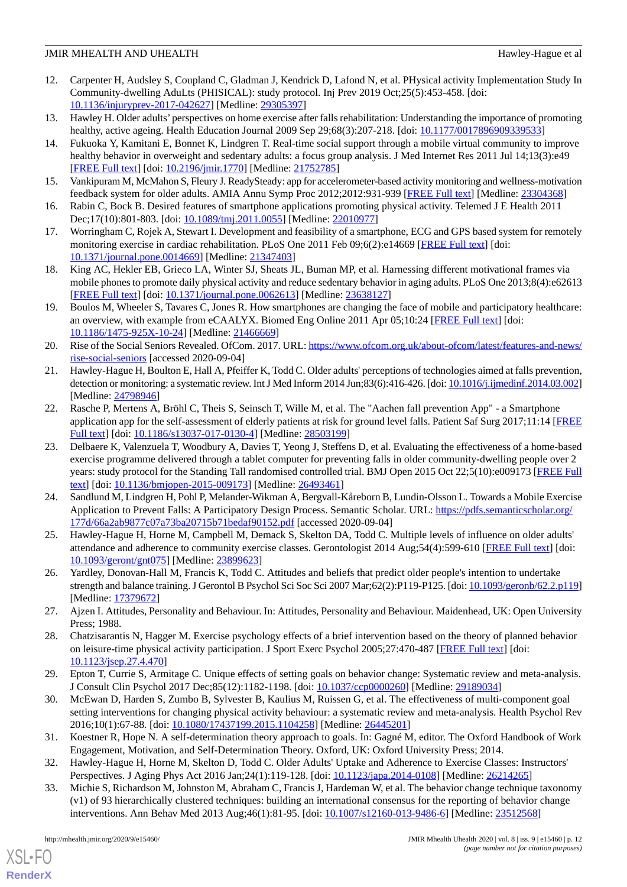12. Carpenter H, Audsley S, Coupland C, Gladman J, Kendrick D, Lafond N, et al. PHysical activity Implementation Study In Community-dwelling AduLts (PHISICAL): study protocol. Inj Prev 2019 Oct;25(5):453-458. [doi: 10.1136/injuryprev-2017-042627] [Medline: 29305397]
13. Hawley H. Older adults' perspectives on home exercise after falls rehabilitation: Understanding the importance of promoting healthy, active ageing. Health Education Journal 2009 Sep 29;68(3):207-218. [doi: 10.1177/0017896909339533]
14. Fukuoka Y, Kamitani E, Bonnet K, Lindgren T. Real-time social support through a mobile virtual community to improve healthy behavior in overweight and sedentary adults: a focus group analysis. J Med Internet Res 2011 Jul 14;13(3):e49 [FREE Full text] [doi: 10.2196/jmir.1770] [Medline: 21752785]
15. Vankipuram M, McMahon S, Fleury J. ReadySteady: app for accelerometer-based activity monitoring and wellness-motivation feedback system for older adults. AMIA Annu Symp Proc 2012;2012:931-939 [FREE Full text] [Medline: 23304368]
16. Rabin C, Bock B. Desired features of smartphone applications promoting physical activity. Telemed J E Health 2011 Dec;17(10):801-803. [doi: 10.1089/tmj.2011.0055] [Medline: 22010977]
17. Worringham C, Rojek A, Stewart I. Development and feasibility of a smartphone, ECG and GPS based system for remotely monitoring exercise in cardiac rehabilitation. PLoS One 2011 Feb 09;6(2):e14669 [FREE Full text] [doi: 10.1371/journal.pone.0014669] [Medline: 21347403]
18. King AC, Hekler EB, Grieco LA, Winter SJ, Sheats JL, Buman MP, et al. Harnessing different motivational frames via mobile phones to promote daily physical activity and reduce sedentary behavior in aging adults. PLoS One 2013;8(4):e62613 [FREE Full text] [doi: 10.1371/journal.pone.0062613] [Medline: 23638127]
19. Boulos M, Wheeler S, Tavares C, Jones R. How smartphones are changing the face of mobile and participatory healthcare: an overview, with example from eCAALYX. Biomed Eng Online 2011 Apr 05;10:24 [FREE Full text] [doi: 10.1186/1475-925X-10-24] [Medline: 21466669]
20. Rise of the Social Seniors Revealed. OfCom. 2017. URL: https://www.ofcom.org.uk/about-ofcom/latest/features-and-news/rise-social-seniors [accessed 2020-09-04]
21. Hawley-Hague H, Boulton E, Hall A, Pfeiffer K, Todd C. Older adults' perceptions of technologies aimed at falls prevention, detection or monitoring: a systematic review. Int J Med Inform 2014 Jun;83(6):416-426. [doi: 10.1016/j.ijmedinf.2014.03.002] [Medline: 24798946]
22. Rasche P, Mertens A, Bröhl C, Theis S, Seinsch T, Wille M, et al. The "Aachen fall prevention App" - a Smartphone application app for the self-assessment of elderly patients at risk for ground level falls. Patient Saf Surg 2017;11:14 [FREE Full text] [doi: 10.1186/s13037-017-0130-4] [Medline: 28503199]
23. Delbaere K, Valenzuela T, Woodbury A, Davies T, Yeong J, Steffens D, et al. Evaluating the effectiveness of a home-based exercise programme delivered through a tablet computer for preventing falls in older community-dwelling people over 2 years: study protocol for the Standing Tall randomised controlled trial. BMJ Open 2015 Oct 22;5(10):e009173 [FREE Full text] [doi: 10.1136/bmjopen-2015-009173] [Medline: 26493461]
24. Sandlund M, Lindgren H, Pohl P, Melander-Wikman A, Bergvall-Kåreborn B, Lundin-Olsson L. Towards a Mobile Exercise Application to Prevent Falls: A Participatory Design Process. Semantic Scholar. URL: https://pdfs.semanticscholar.org/177d/66a2ab9877c07a73ba20715b71bedaf90152.pdf [accessed 2020-09-04]
25. Hawley-Hague H, Horne M, Campbell M, Demack S, Skelton DA, Todd C. Multiple levels of influence on older adults' attendance and adherence to community exercise classes. Gerontologist 2014 Aug;54(4):599-610 [FREE Full text] [doi: 10.1093/geront/gnt075] [Medline: 23899623]
26. Yardley, Donovan-Hall M, Francis K, Todd C. Attitudes and beliefs that predict older people's intention to undertake strength and balance training. J Gerontol B Psychol Sci Soc Sci 2007 Mar;62(2):P119-P125. [doi: 10.1093/geronb/62.2.p119] [Medline: 17379672]
27. Ajzen I. Attitudes, Personality and Behaviour. In: Attitudes, Personality and Behaviour. Maidenhead, UK: Open University Press; 1988.
28. Chatzisarantis N, Hagger M. Exercise psychology effects of a brief intervention based on the theory of planned behavior on leisure-time physical activity participation. J Sport Exerc Psychol 2005;27:470-487 [FREE Full text] [doi: 10.1123/jsep.27.4.470]
29. Epton T, Currie S, Armitage C. Unique effects of setting goals on behavior change: Systematic review and meta-analysis. J Consult Clin Psychol 2017 Dec;85(12):1182-1198. [doi: 10.1037/ccp0000260] [Medline: 29189034]
30. McEwan D, Harden S, Zumbo B, Sylvester B, Kaulius M, Ruissen G, et al. The effectiveness of multi-component goal setting interventions for changing physical activity behaviour: a systematic review and meta-analysis. Health Psychol Rev 2016;10(1):67-88. [doi: 10.1080/17437199.2015.1104258] [Medline: 26445201]
31. Koestner R, Hope N. A self-determination theory approach to goals. In: Gagné M, editor. The Oxford Handbook of Work Engagement, Motivation, and Self-Determination Theory. Oxford, UK: Oxford University Press; 2014.
32. Hawley-Hague H, Horne M, Skelton D, Todd C. Older Adults' Uptake and Adherence to Exercise Classes: Instructors' Perspectives. J Aging Phys Act 2016 Jan;24(1):119-128. [doi: 10.1123/japa.2014-0108] [Medline: 26214265]
33. Michie S, Richardson M, Johnston M, Abraham C, Francis J, Hardeman W, et al. The behavior change technique taxonomy (v1) of 93 hierarchically clustered techniques: building an international consensus for the reporting of behavior change interventions. Ann Behav Med 2013 Aug;46(1):81-95. [doi: 10.1007/s12160-013-9486-6] [Medline: 23512568]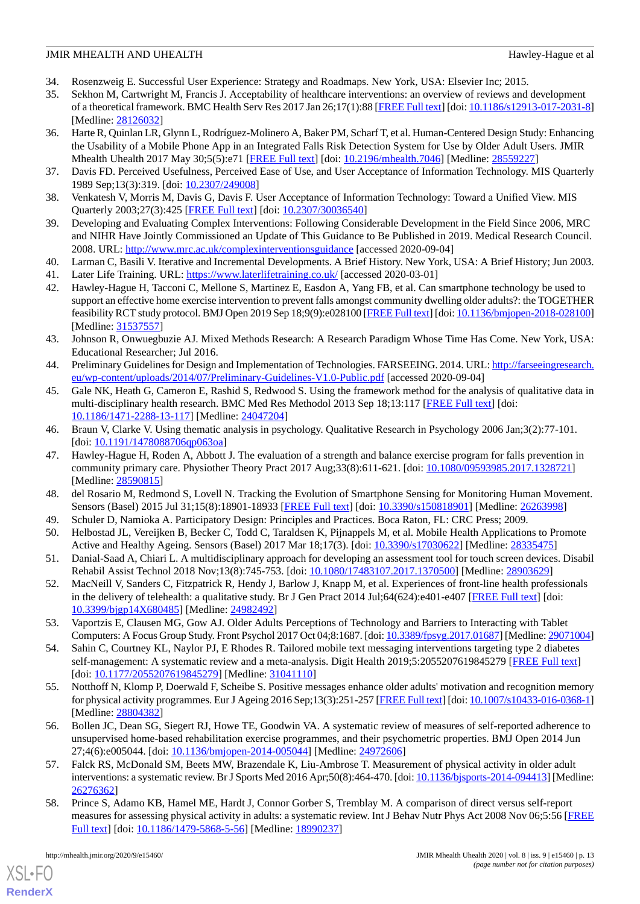34. Rosenzweig E. Successful User Experience: Strategy and Roadmaps. New York, USA: Elsevier Inc; 2015.
35. Sekhon M, Cartwright M, Francis J. Acceptability of healthcare interventions: an overview of reviews and development of a theoretical framework. BMC Health Serv Res 2017 Jan 26;17(1):88 [FREE Full text] [doi: 10.1186/s12913-017-2031-8] [Medline: 28126032]
36. Harte R, Quinlan LR, Glynn L, Rodríguez-Molinero A, Baker PM, Scharf T, et al. Human-Centered Design Study: Enhancing the Usability of a Mobile Phone App in an Integrated Falls Risk Detection System for Use by Older Adult Users. JMIR Mhealth Uhealth 2017 May 30;5(5):e71 [FREE Full text] [doi: 10.2196/mhealth.7046] [Medline: 28559227]
37. Davis FD. Perceived Usefulness, Perceived Ease of Use, and User Acceptance of Information Technology. MIS Quarterly 1989 Sep;13(3):319. [doi: 10.2307/249008]
38. Venkatesh V, Morris M, Davis G, Davis F. User Acceptance of Information Technology: Toward a Unified View. MIS Quarterly 2003;27(3):425 [FREE Full text] [doi: 10.2307/30036540]
39. Developing and Evaluating Complex Interventions: Following Considerable Development in the Field Since 2006, MRC and NIHR Have Jointly Commissioned an Update of This Guidance to Be Published in 2019. Medical Research Council. 2008. URL: http://www.mrc.ac.uk/complexinterventionsguidance [accessed 2020-09-04]
40. Larman C, Basili V. Iterative and Incremental Developments. A Brief History. New York, USA: A Brief History; Jun 2003.
41. Later Life Training. URL: https://www.laterlifetraining.co.uk/ [accessed 2020-03-01]
42. Hawley-Hague H, Tacconi C, Mellone S, Martinez E, Easdon A, Yang FB, et al. Can smartphone technology be used to support an effective home exercise intervention to prevent falls amongst community dwelling older adults?: the TOGETHER feasibility RCT study protocol. BMJ Open 2019 Sep 18;9(9):e028100 [FREE Full text] [doi: 10.1136/bmjopen-2018-028100] [Medline: 31537557]
43. Johnson R, Onwuegbuzie AJ. Mixed Methods Research: A Research Paradigm Whose Time Has Come. New York, USA: Educational Researcher; Jul 2016.
44. Preliminary Guidelines for Design and Implementation of Technologies. FARSEEING. 2014. URL: http://farseeingresearch.eu/wp-content/uploads/2014/07/Preliminary-Guidelines-V1.0-Public.pdf [accessed 2020-09-04]
45. Gale NK, Heath G, Cameron E, Rashid S, Redwood S. Using the framework method for the analysis of qualitative data in multi-disciplinary health research. BMC Med Res Methodol 2013 Sep 18;13:117 [FREE Full text] [doi: 10.1186/1471-2288-13-117] [Medline: 24047204]
46. Braun V, Clarke V. Using thematic analysis in psychology. Qualitative Research in Psychology 2006 Jan;3(2):77-101. [doi: 10.1191/1478088706qp063oa]
47. Hawley-Hague H, Roden A, Abbott J. The evaluation of a strength and balance exercise program for falls prevention in community primary care. Physiother Theory Pract 2017 Aug;33(8):611-621. [doi: 10.1080/09593985.2017.1328721] [Medline: 28590815]
48. del Rosario M, Redmond S, Lovell N. Tracking the Evolution of Smartphone Sensing for Monitoring Human Movement. Sensors (Basel) 2015 Jul 31;15(8):18901-18933 [FREE Full text] [doi: 10.3390/s150818901] [Medline: 26263998]
49. Schuler D, Namioka A. Participatory Design: Principles and Practices. Boca Raton, FL: CRC Press; 2009.
50. Helbostad JL, Vereijken B, Becker C, Todd C, Taraldsen K, Pijnappels M, et al. Mobile Health Applications to Promote Active and Healthy Ageing. Sensors (Basel) 2017 Mar 18;17(3). [doi: 10.3390/s17030622] [Medline: 28335475]
51. Danial-Saad A, Chiari L. A multidisciplinary approach for developing an assessment tool for touch screen devices. Disabil Rehabil Assist Technol 2018 Nov;13(8):745-753. [doi: 10.1080/17483107.2017.1370500] [Medline: 28903629]
52. MacNeill V, Sanders C, Fitzpatrick R, Hendy J, Barlow J, Knapp M, et al. Experiences of front-line health professionals in the delivery of telehealth: a qualitative study. Br J Gen Pract 2014 Jul;64(624):e401-e407 [FREE Full text] [doi: 10.3399/bjgp14X680485] [Medline: 24982492]
53. Vaportzis E, Clausen MG, Gow AJ. Older Adults Perceptions of Technology and Barriers to Interacting with Tablet Computers: A Focus Group Study. Front Psychol 2017 Oct 04;8:1687. [doi: 10.3389/fpsyg.2017.01687] [Medline: 29071004]
54. Sahin C, Courtney KL, Naylor PJ, E Rhodes R. Tailored mobile text messaging interventions targeting type 2 diabetes self-management: A systematic review and a meta-analysis. Digit Health 2019;5:2055207619845279 [FREE Full text] [doi: 10.1177/2055207619845279] [Medline: 31041110]
55. Notthoff N, Klomp P, Doerwald F, Scheibe S. Positive messages enhance older adults' motivation and recognition memory for physical activity programmes. Eur J Ageing 2016 Sep;13(3):251-257 [FREE Full text] [doi: 10.1007/s10433-016-0368-1] [Medline: 28804382]
56. Bollen JC, Dean SG, Siegert RJ, Howe TE, Goodwin VA. A systematic review of measures of self-reported adherence to unsupervised home-based rehabilitation exercise programmes, and their psychometric properties. BMJ Open 2014 Jun 27;4(6):e005044. [doi: 10.1136/bmjopen-2014-005044] [Medline: 24972606]
57. Falck RS, McDonald SM, Beets MW, Brazendale K, Liu-Ambrose T. Measurement of physical activity in older adult interventions: a systematic review. Br J Sports Med 2016 Apr;50(8):464-470. [doi: 10.1136/bjsports-2014-094413] [Medline: 26276362]
58. Prince S, Adamo KB, Hamel ME, Hardt J, Connor Gorber S, Tremblay M. A comparison of direct versus self-report measures for assessing physical activity in adults: a systematic review. Int J Behav Nutr Phys Act 2008 Nov 06;5:56 [FREE Full text] [doi: 10.1186/1479-5868-5-56] [Medline: 18990237]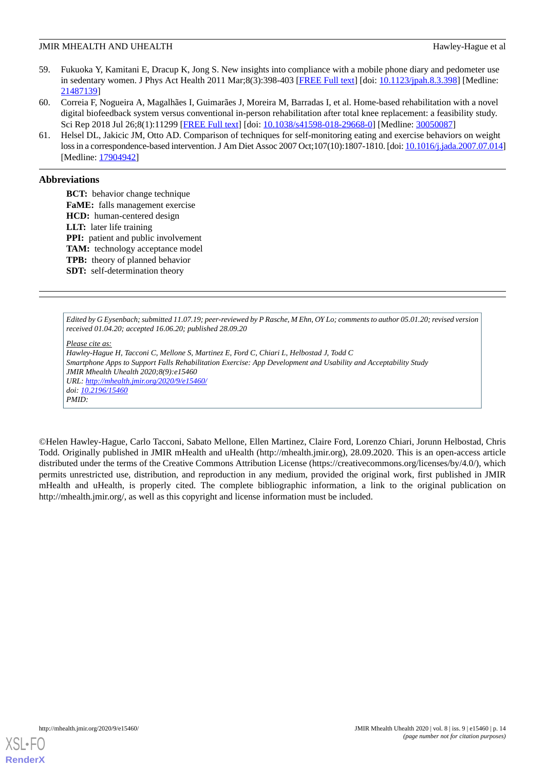59. Fukuoka Y, Kamitani E, Dracup K, Jong S. New insights into compliance with a mobile phone diary and pedometer use in sedentary women. J Phys Act Health 2011 Mar;8(3):398-403 [FREE Full text] [doi: 10.1123/jpah.8.3.398] [Medline: 21487139]
60. Correia F, Nogueira A, Magalhães I, Guimarães J, Moreira M, Barradas I, et al. Home-based rehabilitation with a novel digital biofeedback system versus conventional in-person rehabilitation after total knee replacement: a feasibility study. Sci Rep 2018 Jul 26;8(1):11299 [FREE Full text] [doi: 10.1038/s41598-018-29668-0] [Medline: 30050087]
61. Helsel DL, Jakicic JM, Otto AD. Comparison of techniques for self-monitoring eating and exercise behaviors on weight loss in a correspondence-based intervention. J Am Diet Assoc 2007 Oct;107(10):1807-1810. [doi: 10.1016/j.jada.2007.07.014] [Medline: 17904942]

## Abbreviations

**BCT:** behavior change technique
**FaME:** falls management exercise
**HCD:** human-centered design
**LLT:** later life training
**PPI:** patient and public involvement
**TAM:** technology acceptance model
**TPB:** theory of planned behavior
**SDT:** self-determination theory

*Edited by G Eysenbach; submitted 11.07.19; peer-reviewed by P Rasche, M Ehn, OY Lo; comments to author 05.01.20; revised version received 01.04.20; accepted 16.06.20; published 28.09.20*

*Please cite as:*
*Hawley-Hague H, Tacconi C, Mellone S, Martinez E, Ford C, Chiari L, Helbostad J, Todd C*
*Smartphone Apps to Support Falls Rehabilitation Exercise: App Development and Usability and Acceptability Study*
*JMIR Mhealth Uhealth 2020;8(9):e15460*
*URL: http://mhealth.jmir.org/2020/9/e15460/*
*doi: 10.2196/15460*
*PMID:*

©Helen Hawley-Hague, Carlo Tacconi, Sabato Mellone, Ellen Martinez, Claire Ford, Lorenzo Chiari, Jorunn Helbostad, Chris Todd. Originally published in JMIR mHealth and uHealth (http://mhealth.jmir.org), 28.09.2020. This is an open-access article distributed under the terms of the Creative Commons Attribution License (https://creativecommons.org/licenses/by/4.0/), which permits unrestricted use, distribution, and reproduction in any medium, provided the original work, first published in JMIR mHealth and uHealth, is properly cited. The complete bibliographic information, a link to the original publication on http://mhealth.jmir.org/, as well as this copyright and license information must be included.